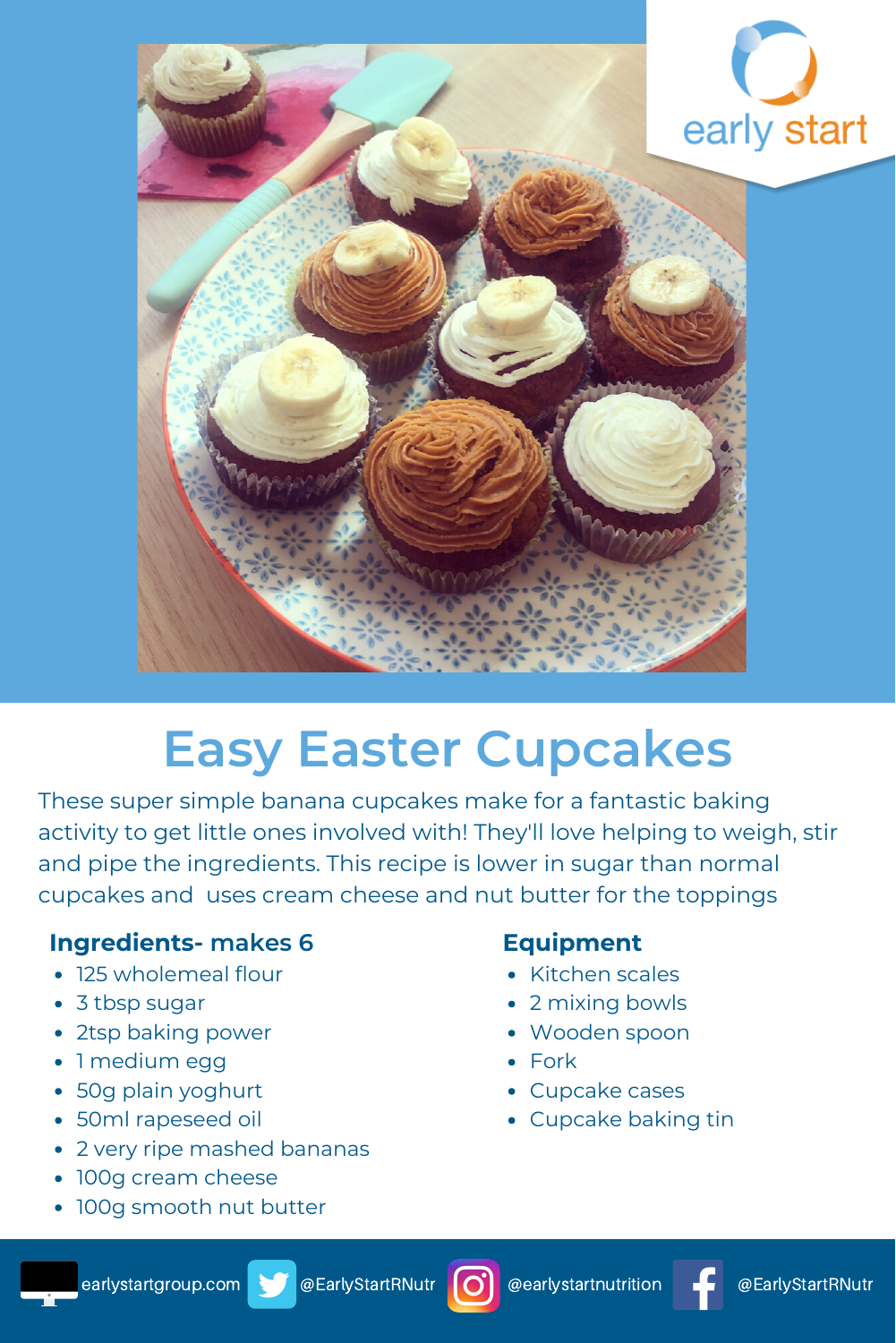early start

# Easy Easter Cupcakes

These super simple banana cupcakes make for a fantastic baking activity to get little ones involved with! They'll love helping to weigh, stir and pipe the ingredients. This recipe is lower in sugar than normal cupcakes and  uses cream cheese and nut butter for the toppings

## Ingredients- makes 6

- 125 wholemeal flour
- 3 tbsp sugar
- 2tsp baking power
- 1 medium egg
- 50g plain yoghurt
- 50ml rapeseed oil
- 2 very ripe mashed bananas
- 100g cream cheese
- 100g smooth nut butter

## Equipment

- Kitchen scales
- 2 mixing bowls
- Wooden spoon
- Fork
- Cupcake cases
- Cupcake baking tin

earlystartgroup.com @EarlyStartRNutr @earlystartnutrition @EarlyStartRNutr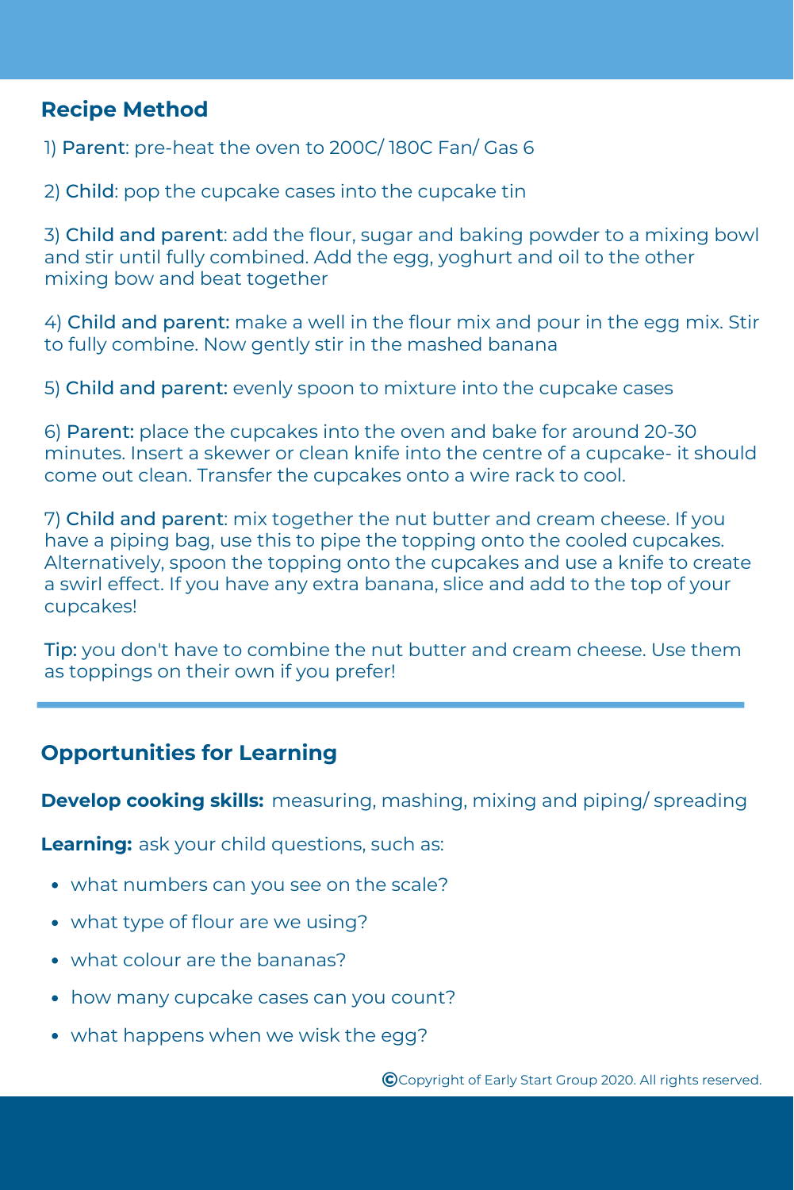## Recipe Method

1) **Parent**: pre-heat the oven to 200C/ 180C Fan/ Gas 6

2) **Child**: pop the cupcake cases into the cupcake tin

3) **Child and parent**: add the flour, sugar and baking powder to a mixing bowl and stir until fully combined. Add the egg, yoghurt and oil to the other mixing bow and beat together

4) **Child and parent:** make a well in the flour mix and pour in the egg mix. Stir to fully combine. Now gently stir in the mashed banana

5) **Child and parent:** evenly spoon to mixture into the cupcake cases

6) **Parent:** place the cupcakes into the oven and bake for around 20-30 minutes. Insert a skewer or clean knife into the centre of a cupcake- it should come out clean. Transfer the cupcakes onto a wire rack to cool.

7) **Child and parent**: mix together the nut butter and cream cheese. If you have a piping bag, use this to pipe the topping onto the cooled cupcakes. Alternatively, spoon the topping onto the cupcakes and use a knife to create a swirl effect. If you have any extra banana, slice and add to the top of your cupcakes!

**Tip:** you don't have to combine the nut butter and cream cheese. Use them as toppings on their own if you prefer!

---

## Opportunities for Learning

**Develop cooking skills:** measuring, mashing, mixing and piping/ spreading

**Learning:** ask your child questions, such as:

- what numbers can you see on the scale?
- what type of flour are we using?
- what colour are the bananas?
- how many cupcake cases can you count?
- what happens when we wisk the egg?

©Copyright of Early Start Group 2020. All rights reserved.